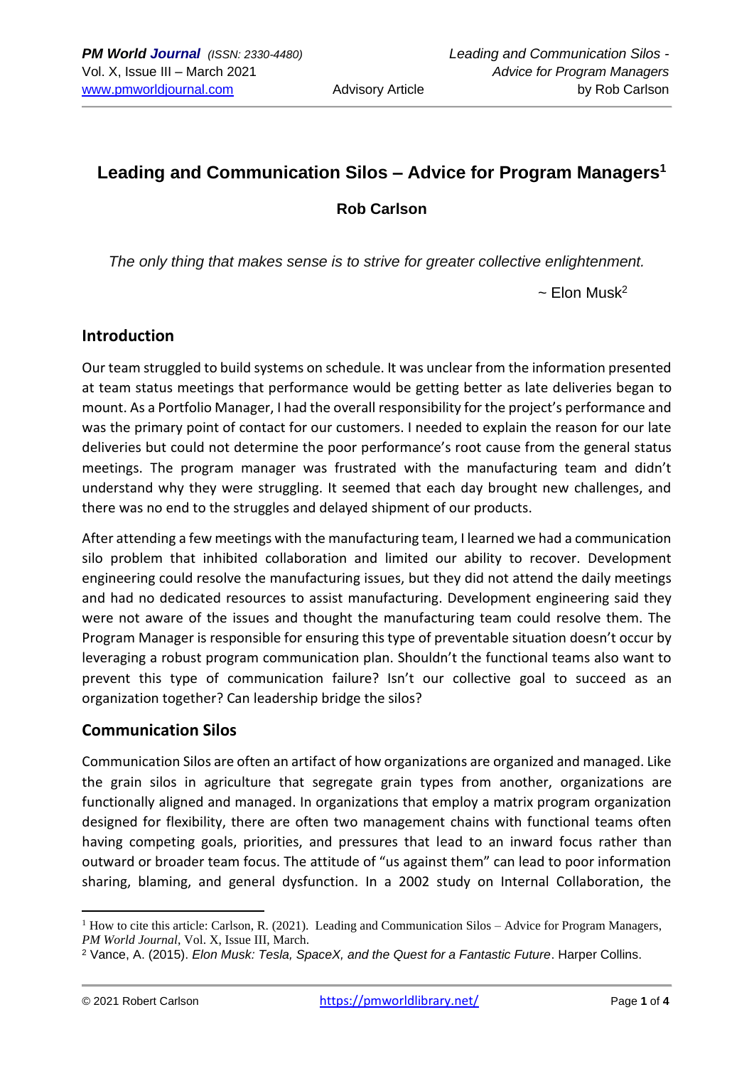# Leading and Communication Silos – Advice for Program Managers[1]

**Rob Carlson**

*The only thing that makes sense is to strive for greater collective enlightenment.*

~ Elon Musk[2]

## Introduction

Our team struggled to build systems on schedule. It was unclear from the information presented at team status meetings that performance would be getting better as late deliveries began to mount. As a Portfolio Manager, I had the overall responsibility for the project's performance and was the primary point of contact for our customers. I needed to explain the reason for our late deliveries but could not determine the poor performance's root cause from the general status meetings. The program manager was frustrated with the manufacturing team and didn't understand why they were struggling. It seemed that each day brought new challenges, and there was no end to the struggles and delayed shipment of our products.

After attending a few meetings with the manufacturing team, I learned we had a communication silo problem that inhibited collaboration and limited our ability to recover. Development engineering could resolve the manufacturing issues, but they did not attend the daily meetings and had no dedicated resources to assist manufacturing. Development engineering said they were not aware of the issues and thought the manufacturing team could resolve them. The Program Manager is responsible for ensuring this type of preventable situation doesn't occur by leveraging a robust program communication plan. Shouldn't the functional teams also want to prevent this type of communication failure? Isn't our collective goal to succeed as an organization together? Can leadership bridge the silos?

## Communication Silos

Communication Silos are often an artifact of how organizations are organized and managed. Like the grain silos in agriculture that segregate grain types from another, organizations are functionally aligned and managed. In organizations that employ a matrix program organization designed for flexibility, there are often two management chains with functional teams often having competing goals, priorities, and pressures that lead to an inward focus rather than outward or broader team focus. The attitude of "us against them" can lead to poor information sharing, blaming, and general dysfunction. In a 2002 study on Internal Collaboration, the

---

[1] How to cite this article: Carlson, R. (2021). Leading and Communication Silos – Advice for Program Managers, *PM World Journal*, Vol. X, Issue III, March.

[2] Vance, A. (2015). *Elon Musk: Tesla, SpaceX, and the Quest for a Fantastic Future*. Harper Collins.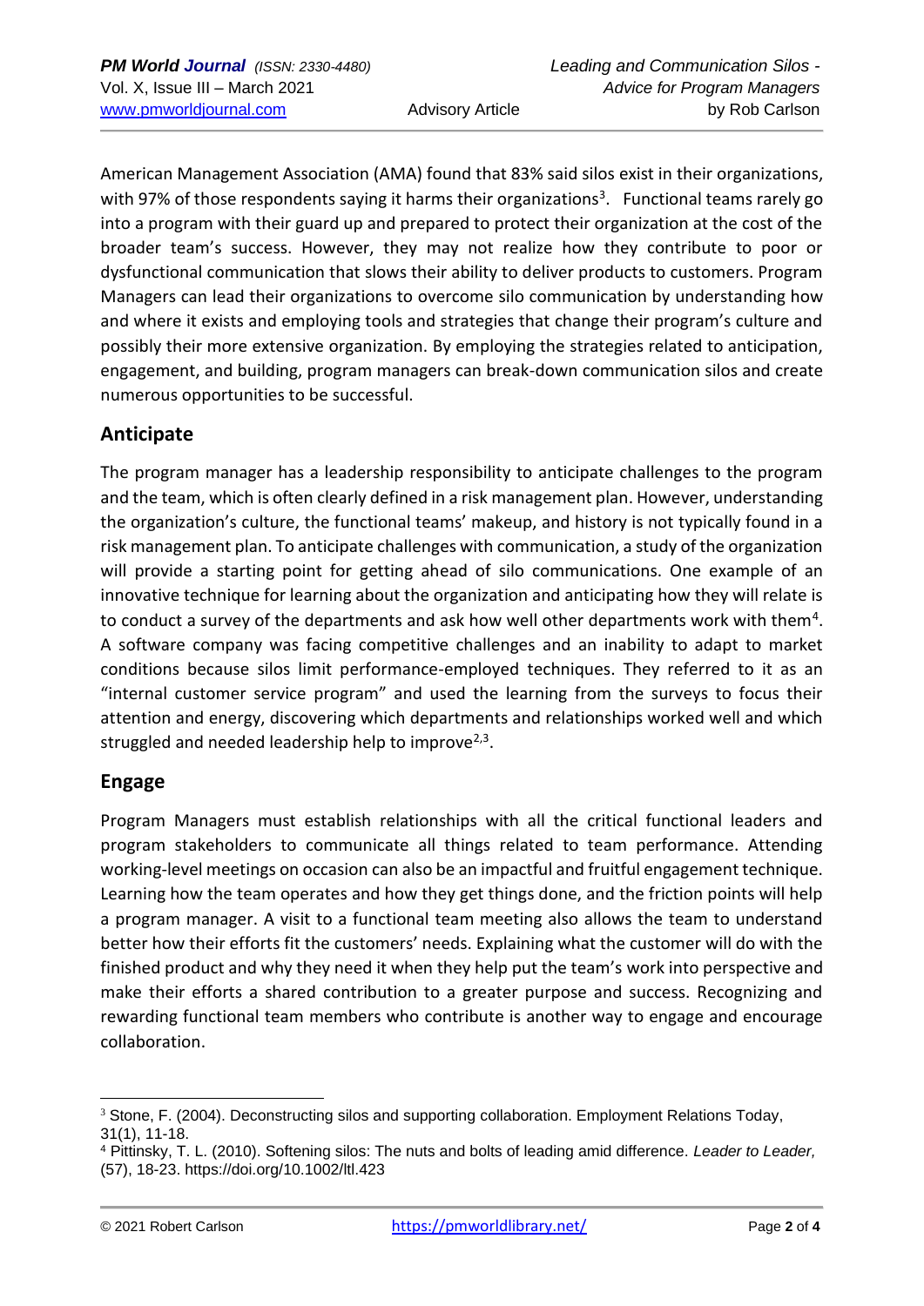American Management Association (AMA) found that 83% said silos exist in their organizations, with 97% of those respondents saying it harms their organizations[3]. Functional teams rarely go into a program with their guard up and prepared to protect their organization at the cost of the broader team's success. However, they may not realize how they contribute to poor or dysfunctional communication that slows their ability to deliver products to customers. Program Managers can lead their organizations to overcome silo communication by understanding how and where it exists and employing tools and strategies that change their program's culture and possibly their more extensive organization. By employing the strategies related to anticipation, engagement, and building, program managers can break-down communication silos and create numerous opportunities to be successful.

## Anticipate

The program manager has a leadership responsibility to anticipate challenges to the program and the team, which is often clearly defined in a risk management plan. However, understanding the organization's culture, the functional teams' makeup, and history is not typically found in a risk management plan. To anticipate challenges with communication, a study of the organization will provide a starting point for getting ahead of silo communications. One example of an innovative technique for learning about the organization and anticipating how they will relate is to conduct a survey of the departments and ask how well other departments work with them[4]. A software company was facing competitive challenges and an inability to adapt to market conditions because silos limit performance-employed techniques. They referred to it as an "internal customer service program" and used the learning from the surveys to focus their attention and energy, discovering which departments and relationships worked well and which struggled and needed leadership help to improve[2,3].

## Engage

Program Managers must establish relationships with all the critical functional leaders and program stakeholders to communicate all things related to team performance. Attending working-level meetings on occasion can also be an impactful and fruitful engagement technique. Learning how the team operates and how they get things done, and the friction points will help a program manager. A visit to a functional team meeting also allows the team to understand better how their efforts fit the customers' needs. Explaining what the customer will do with the finished product and why they need it when they help put the team's work into perspective and make their efforts a shared contribution to a greater purpose and success. Recognizing and rewarding functional team members who contribute is another way to engage and encourage collaboration.

---

[3] Stone, F. (2004). Deconstructing silos and supporting collaboration. Employment Relations Today, 31(1), 11-18.

[4] Pittinsky, T. L. (2010). Softening silos: The nuts and bolts of leading amid difference. *Leader to Leader,* (57), 18-23. https://doi.org/10.1002/ltl.423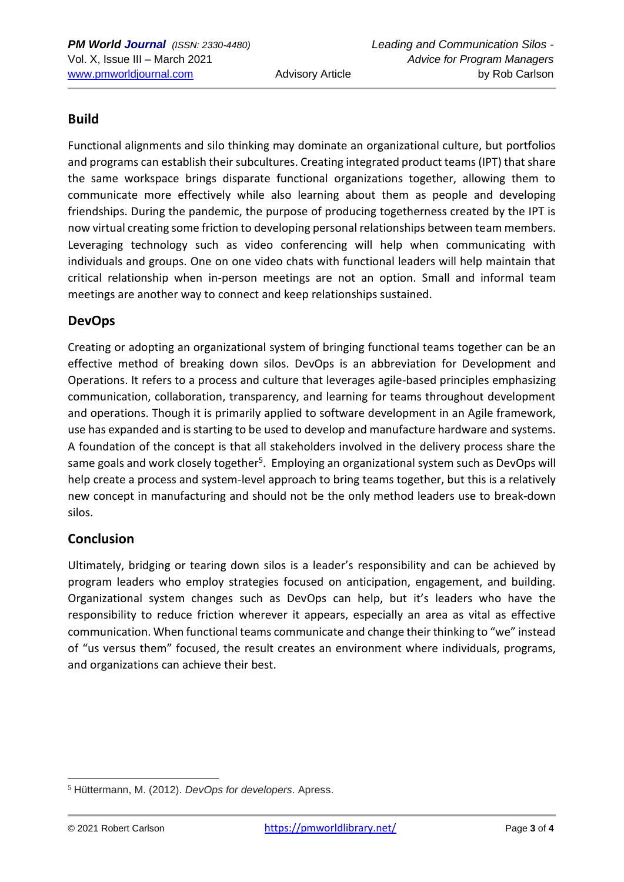## Build

Functional alignments and silo thinking may dominate an organizational culture, but portfolios and programs can establish their subcultures. Creating integrated product teams (IPT) that share the same workspace brings disparate functional organizations together, allowing them to communicate more effectively while also learning about them as people and developing friendships. During the pandemic, the purpose of producing togetherness created by the IPT is now virtual creating some friction to developing personal relationships between team members. Leveraging technology such as video conferencing will help when communicating with individuals and groups. One on one video chats with functional leaders will help maintain that critical relationship when in-person meetings are not an option. Small and informal team meetings are another way to connect and keep relationships sustained.

## DevOps

Creating or adopting an organizational system of bringing functional teams together can be an effective method of breaking down silos. DevOps is an abbreviation for Development and Operations. It refers to a process and culture that leverages agile-based principles emphasizing communication, collaboration, transparency, and learning for teams throughout development and operations. Though it is primarily applied to software development in an Agile framework, use has expanded and is starting to be used to develop and manufacture hardware and systems. A foundation of the concept is that all stakeholders involved in the delivery process share the same goals and work closely together[5]. Employing an organizational system such as DevOps will help create a process and system-level approach to bring teams together, but this is a relatively new concept in manufacturing and should not be the only method leaders use to break-down silos.

## Conclusion

Ultimately, bridging or tearing down silos is a leader's responsibility and can be achieved by program leaders who employ strategies focused on anticipation, engagement, and building. Organizational system changes such as DevOps can help, but it's leaders who have the responsibility to reduce friction wherever it appears, especially an area as vital as effective communication. When functional teams communicate and change their thinking to "we" instead of "us versus them" focused, the result creates an environment where individuals, programs, and organizations can achieve their best.

---

[5] Hüttermann, M. (2012). *DevOps for developers*. Apress.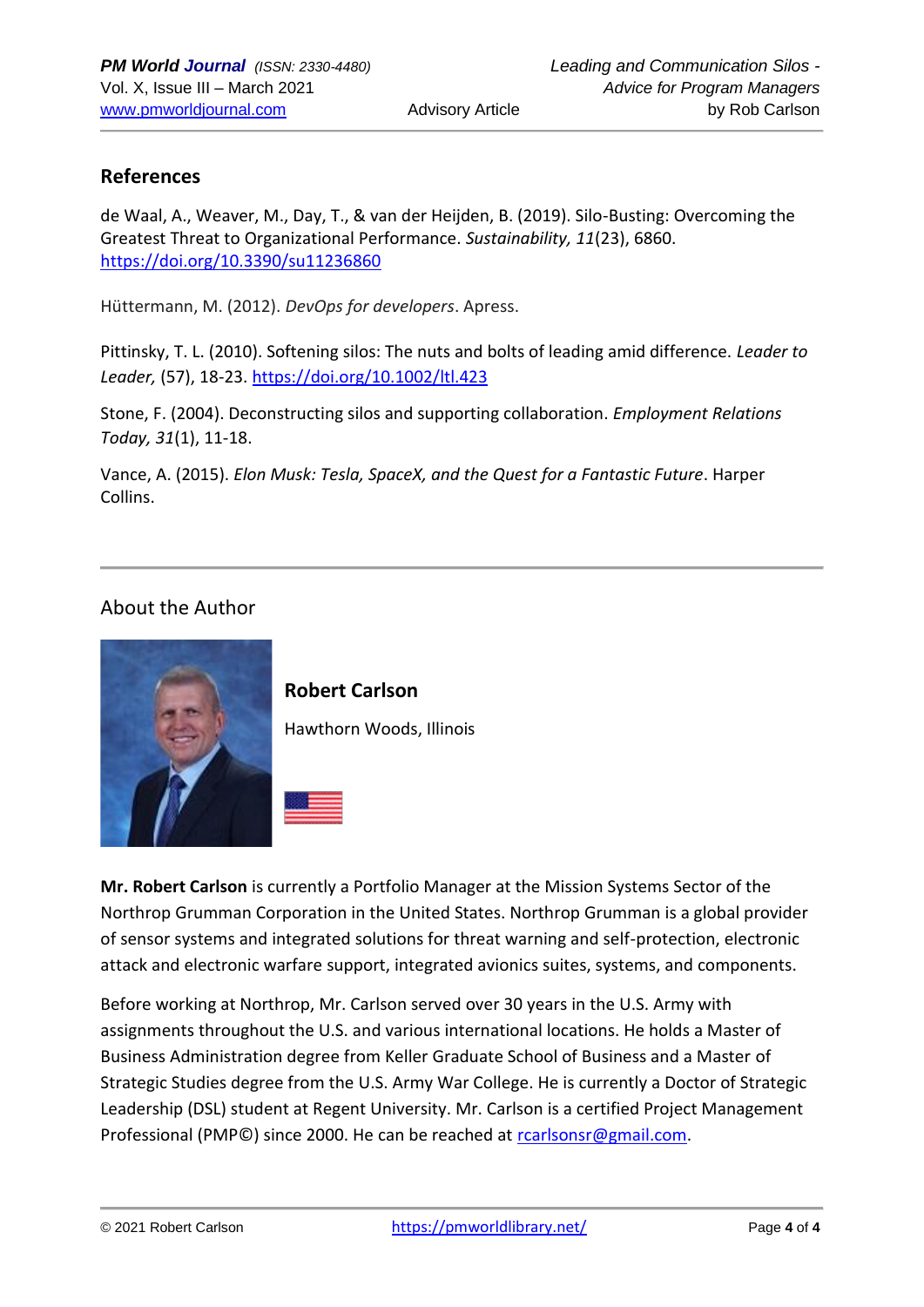## References

de Waal, A., Weaver, M., Day, T., & van der Heijden, B. (2019). Silo-Busting: Overcoming the Greatest Threat to Organizational Performance. *Sustainability, 11*(23), 6860. https://doi.org/10.3390/su11236860

Hüttermann, M. (2012). *DevOps for developers*. Apress.

Pittinsky, T. L. (2010). Softening silos: The nuts and bolts of leading amid difference. *Leader to Leader,* (57), 18-23. https://doi.org/10.1002/ltl.423

Stone, F. (2004). Deconstructing silos and supporting collaboration. *Employment Relations Today, 31*(1), 11-18.

Vance, A. (2015). *Elon Musk: Tesla, SpaceX, and the Quest for a Fantastic Future*. Harper Collins.

---

## About the Author

**Robert Carlson**

Hawthorn Woods, Illinois

**Mr. Robert Carlson** is currently a Portfolio Manager at the Mission Systems Sector of the Northrop Grumman Corporation in the United States. Northrop Grumman is a global provider of sensor systems and integrated solutions for threat warning and self-protection, electronic attack and electronic warfare support, integrated avionics suites, systems, and components.

Before working at Northrop, Mr. Carlson served over 30 years in the U.S. Army with assignments throughout the U.S. and various international locations. He holds a Master of Business Administration degree from Keller Graduate School of Business and a Master of Strategic Studies degree from the U.S. Army War College. He is currently a Doctor of Strategic Leadership (DSL) student at Regent University. Mr. Carlson is a certified Project Management Professional (PMP©) since 2000. He can be reached at rcarlsonsr@gmail.com.